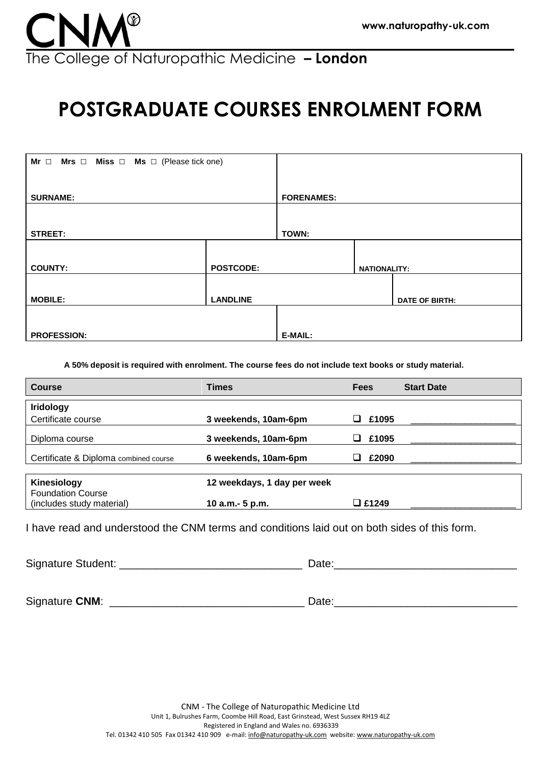CNM®

www.naturopathy-uk.com

The College of Naturopathic Medicine **– London**

# POSTGRADUATE COURSES ENROLMENT FORM

| Mr □ Mrs □ Miss □ Ms □ (Please tick one) | | | |
|---|---|---|---|
| **SURNAME:** | | **FORENAMES:** | |
| **STREET:** | | **TOWN:** | |
| **COUNTY:** | **POSTCODE:** | | **NATIONALITY:** |
| **MOBILE:** | **LANDLINE** | | **DATE OF BIRTH:** |
| **PROFESSION:** | | **E-MAIL:** | |

**A 50% deposit is required with enrolment. The course fees do not include text books or study material.**

| Course | Times | Fees | Start Date |
|---|---|---|---|
| **Iridology** | | | |
| Certificate course | **3 weekends, 10am-6pm** | ❑ **£1095** | ____________________ |
| Diploma course | **3 weekends, 10am-6pm** | ❑ **£1095** | ____________________ |
| Certificate & Diploma combined course | **6 weekends, 10am-6pm** | ❑ **£2090** | ____________________ |
| **Kinesiology** | **12 weekdays, 1 day per week** | | |
| Foundation Course (includes study material) | **10 a.m.- 5 p.m.** | ❑ **£1249** | ____________________ |

I have read and understood the CNM terms and conditions laid out on both sides of this form.

Signature Student: ______________________________ Date:______________________________

Signature **CNM**: ________________________________ Date:_____________________________

CNM - The College of Naturopathic Medicine Ltd
Unit 1, Bulrushes Farm, Coombe Hill Road, East Grinstead, West Sussex RH19 4LZ
Registered in England and Wales no. 6936339
Tel. 01342 410 505 Fax 01342 410 909 e-mail: info@naturopathy-uk.com website: www.naturopathy-uk.com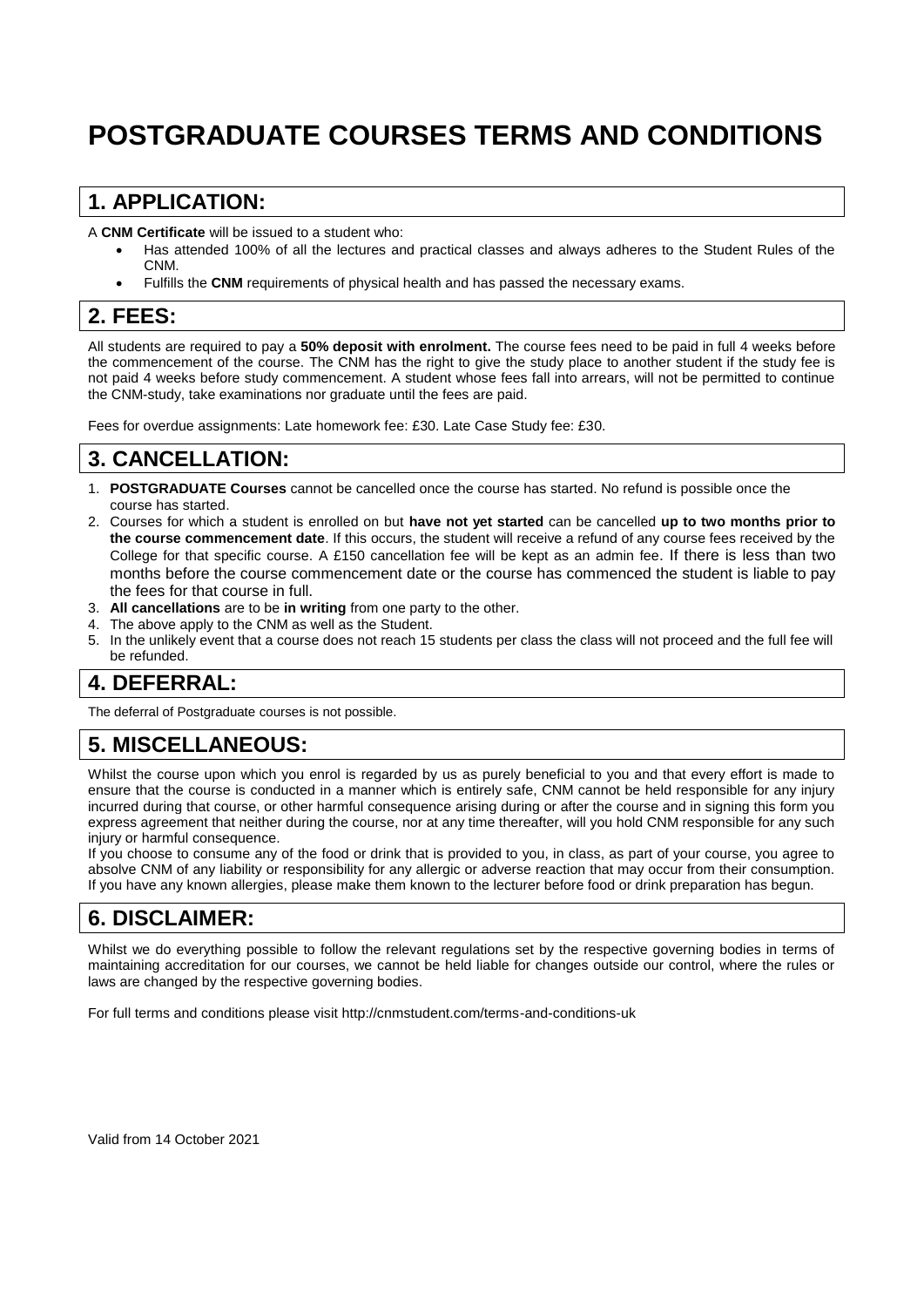# POSTGRADUATE COURSES TERMS AND CONDITIONS

## 1. APPLICATION:

A **CNM Certificate** will be issued to a student who:

- Has attended 100% of all the lectures and practical classes and always adheres to the Student Rules of the CNM.
- Fulfills the **CNM** requirements of physical health and has passed the necessary exams.

## 2. FEES:

All students are required to pay a **50% deposit with enrolment.** The course fees need to be paid in full 4 weeks before the commencement of the course. The CNM has the right to give the study place to another student if the study fee is not paid 4 weeks before study commencement. A student whose fees fall into arrears, will not be permitted to continue the CNM-study, take examinations nor graduate until the fees are paid.

Fees for overdue assignments: Late homework fee: £30. Late Case Study fee: £30.

## 3. CANCELLATION:

1. **POSTGRADUATE Courses** cannot be cancelled once the course has started. No refund is possible once the course has started.
2. Courses for which a student is enrolled on but **have not yet started** can be cancelled **up to two months prior to the course commencement date**. If this occurs, the student will receive a refund of any course fees received by the College for that specific course. A £150 cancellation fee will be kept as an admin fee. If there is less than two months before the course commencement date or the course has commenced the student is liable to pay the fees for that course in full.
3. **All cancellations** are to be **in writing** from one party to the other.
4. The above apply to the CNM as well as the Student.
5. In the unlikely event that a course does not reach 15 students per class the class will not proceed and the full fee will be refunded.

## 4. DEFERRAL:

The deferral of Postgraduate courses is not possible.

## 5. MISCELLANEOUS:

Whilst the course upon which you enrol is regarded by us as purely beneficial to you and that every effort is made to ensure that the course is conducted in a manner which is entirely safe, CNM cannot be held responsible for any injury incurred during that course, or other harmful consequence arising during or after the course and in signing this form you express agreement that neither during the course, nor at any time thereafter, will you hold CNM responsible for any such injury or harmful consequence.

If you choose to consume any of the food or drink that is provided to you, in class, as part of your course, you agree to absolve CNM of any liability or responsibility for any allergic or adverse reaction that may occur from their consumption. If you have any known allergies, please make them known to the lecturer before food or drink preparation has begun.

## 6. DISCLAIMER:

Whilst we do everything possible to follow the relevant regulations set by the respective governing bodies in terms of maintaining accreditation for our courses, we cannot be held liable for changes outside our control, where the rules or laws are changed by the respective governing bodies.

For full terms and conditions please visit http://cnmstudent.com/terms-and-conditions-uk

Valid from 14 October 2021